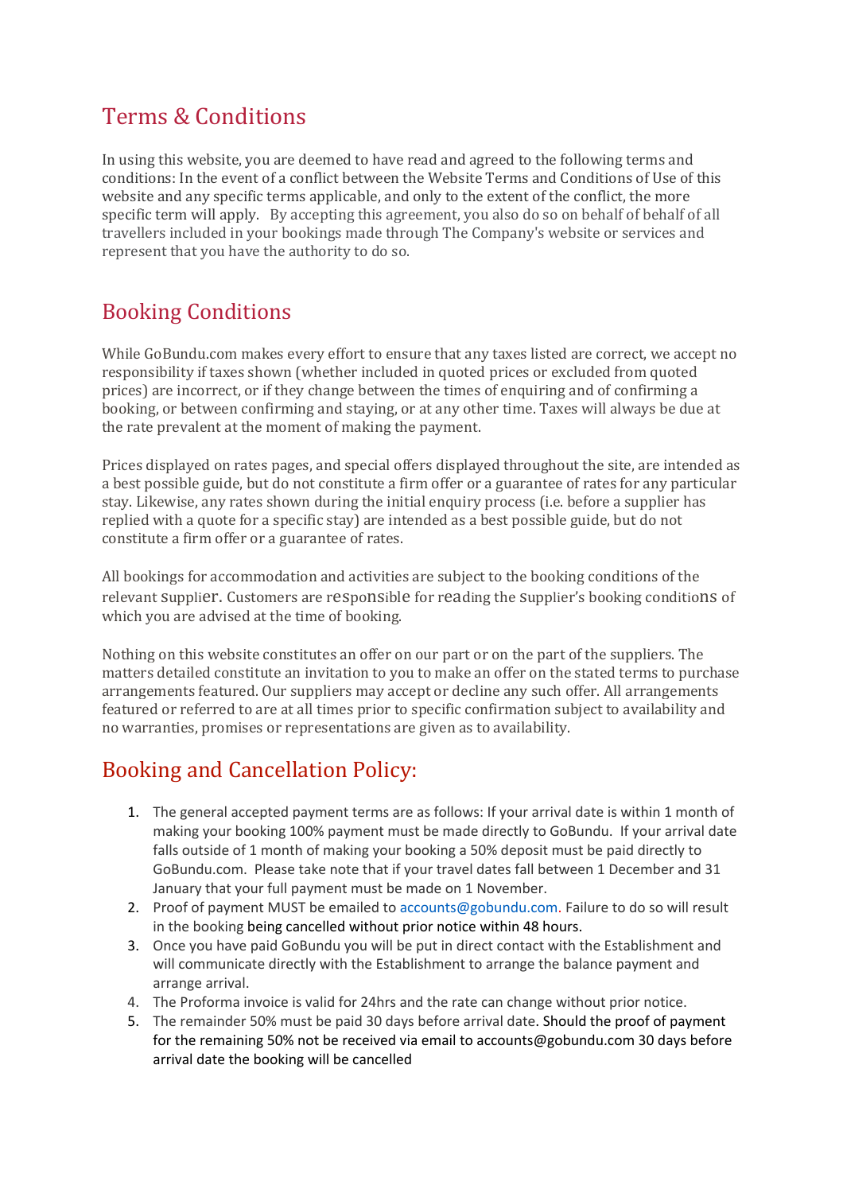# Terms & Conditions

In using this website, you are deemed to have read and agreed to the following terms and conditions: In the event of a conflict between the Website Terms and Conditions of Use of this website and any specific terms applicable, and only to the extent of the conflict, the more specific term will apply. By accepting this agreement, you also do so on behalf of behalf of all travellers included in your bookings made through The Company's website or services and represent that you have the authority to do so.

# Booking Conditions

While GoBundu.com makes every effort to ensure that any taxes listed are correct, we accept no responsibility if taxes shown (whether included in quoted prices or excluded from quoted prices) are incorrect, or if they change between the times of enquiring and of confirming a booking, or between confirming and staying, or at any other time. Taxes will always be due at the rate prevalent at the moment of making the payment.

Prices displayed on rates pages, and special offers displayed throughout the site, are intended as a best possible guide, but do not constitute a firm offer or a guarantee of rates for any particular stay. Likewise, any rates shown during the initial enquiry process (i.e. before a supplier has replied with a quote for a specific stay) are intended as a best possible guide, but do not constitute a firm offer or a guarantee of rates.

All bookings for accommodation and activities are subject to the booking conditions of the relevant supplier. Customers are responsible for reading the supplier's booking conditions of which you are advised at the time of booking.

Nothing on this website constitutes an offer on our part or on the part of the suppliers. The matters detailed constitute an invitation to you to make an offer on the stated terms to purchase arrangements featured. Our suppliers may accept or decline any such offer. All arrangements featured or referred to are at all times prior to specific confirmation subject to availability and no warranties, promises or representations are given as to availability.

# Booking and Cancellation Policy:

1. The general accepted payment terms are as follows: If your arrival date is within 1 month of making your booking 100% payment must be made directly to GoBundu. If your arrival date falls outside of 1 month of making your booking a 50% deposit must be paid directly to GoBundu.com. Please take note that if your travel dates fall between 1 December and 31 January that your full payment must be made on 1 November.
2. Proof of payment MUST be emailed to accounts@gobundu.com. Failure to do so will result in the booking being cancelled without prior notice within 48 hours.
3. Once you have paid GoBundu you will be put in direct contact with the Establishment and will communicate directly with the Establishment to arrange the balance payment and arrange arrival.
4. The Proforma invoice is valid for 24hrs and the rate can change without prior notice.
5. The remainder 50% must be paid 30 days before arrival date. Should the proof of payment for the remaining 50% not be received via email to accounts@gobundu.com 30 days before arrival date the booking will be cancelled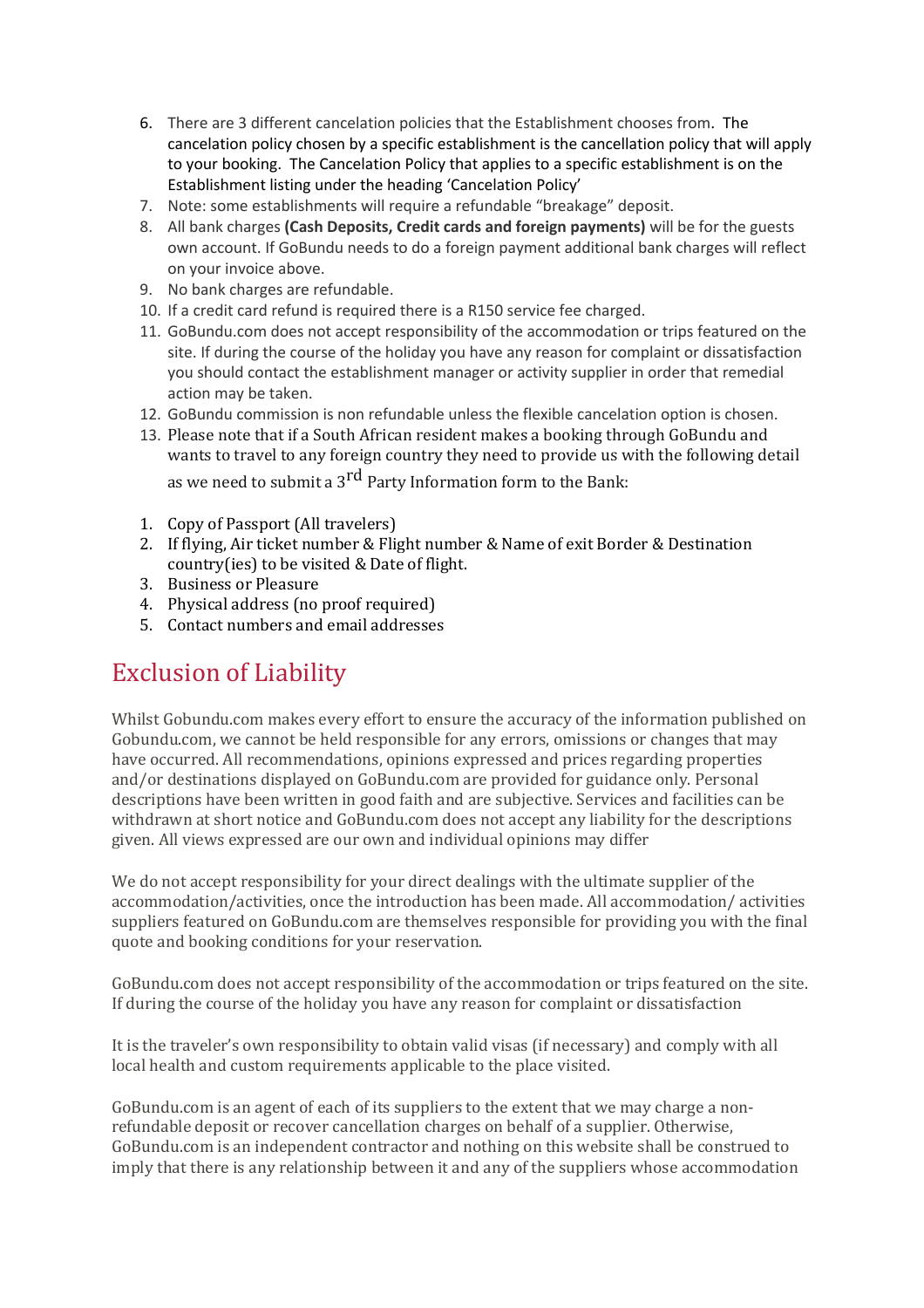6. There are 3 different cancelation policies that the Establishment chooses from. The cancelation policy chosen by a specific establishment is the cancellation policy that will apply to your booking. The Cancelation Policy that applies to a specific establishment is on the Establishment listing under the heading 'Cancelation Policy'
7. Note: some establishments will require a refundable "breakage" deposit.
8. All bank charges **(Cash Deposits, Credit cards and foreign payments)** will be for the guests own account. If GoBundu needs to do a foreign payment additional bank charges will reflect on your invoice above.
9. No bank charges are refundable.
10. If a credit card refund is required there is a R150 service fee charged.
11. GoBundu.com does not accept responsibility of the accommodation or trips featured on the site. If during the course of the holiday you have any reason for complaint or dissatisfaction you should contact the establishment manager or activity supplier in order that remedial action may be taken.
12. GoBundu commission is non refundable unless the flexible cancelation option is chosen.
13. Please note that if a South African resident makes a booking through GoBundu and wants to travel to any foreign country they need to provide us with the following detail as we need to submit a 3rd Party Information form to the Bank:

1. Copy of Passport (All travelers)
2. If flying, Air ticket number & Flight number & Name of exit Border & Destination country(ies) to be visited & Date of flight.
3. Business or Pleasure
4. Physical address (no proof required)
5. Contact numbers and email addresses

# Exclusion of Liability

Whilst Gobundu.com makes every effort to ensure the accuracy of the information published on Gobundu.com, we cannot be held responsible for any errors, omissions or changes that may have occurred. All recommendations, opinions expressed and prices regarding properties and/or destinations displayed on GoBundu.com are provided for guidance only. Personal descriptions have been written in good faith and are subjective. Services and facilities can be withdrawn at short notice and GoBundu.com does not accept any liability for the descriptions given. All views expressed are our own and individual opinions may differ

We do not accept responsibility for your direct dealings with the ultimate supplier of the accommodation/activities, once the introduction has been made. All accommodation/ activities suppliers featured on GoBundu.com are themselves responsible for providing you with the final quote and booking conditions for your reservation.

GoBundu.com does not accept responsibility of the accommodation or trips featured on the site. If during the course of the holiday you have any reason for complaint or dissatisfaction

It is the traveler's own responsibility to obtain valid visas (if necessary) and comply with all local health and custom requirements applicable to the place visited.

GoBundu.com is an agent of each of its suppliers to the extent that we may charge a non-refundable deposit or recover cancellation charges on behalf of a supplier. Otherwise, GoBundu.com is an independent contractor and nothing on this website shall be construed to imply that there is any relationship between it and any of the suppliers whose accommodation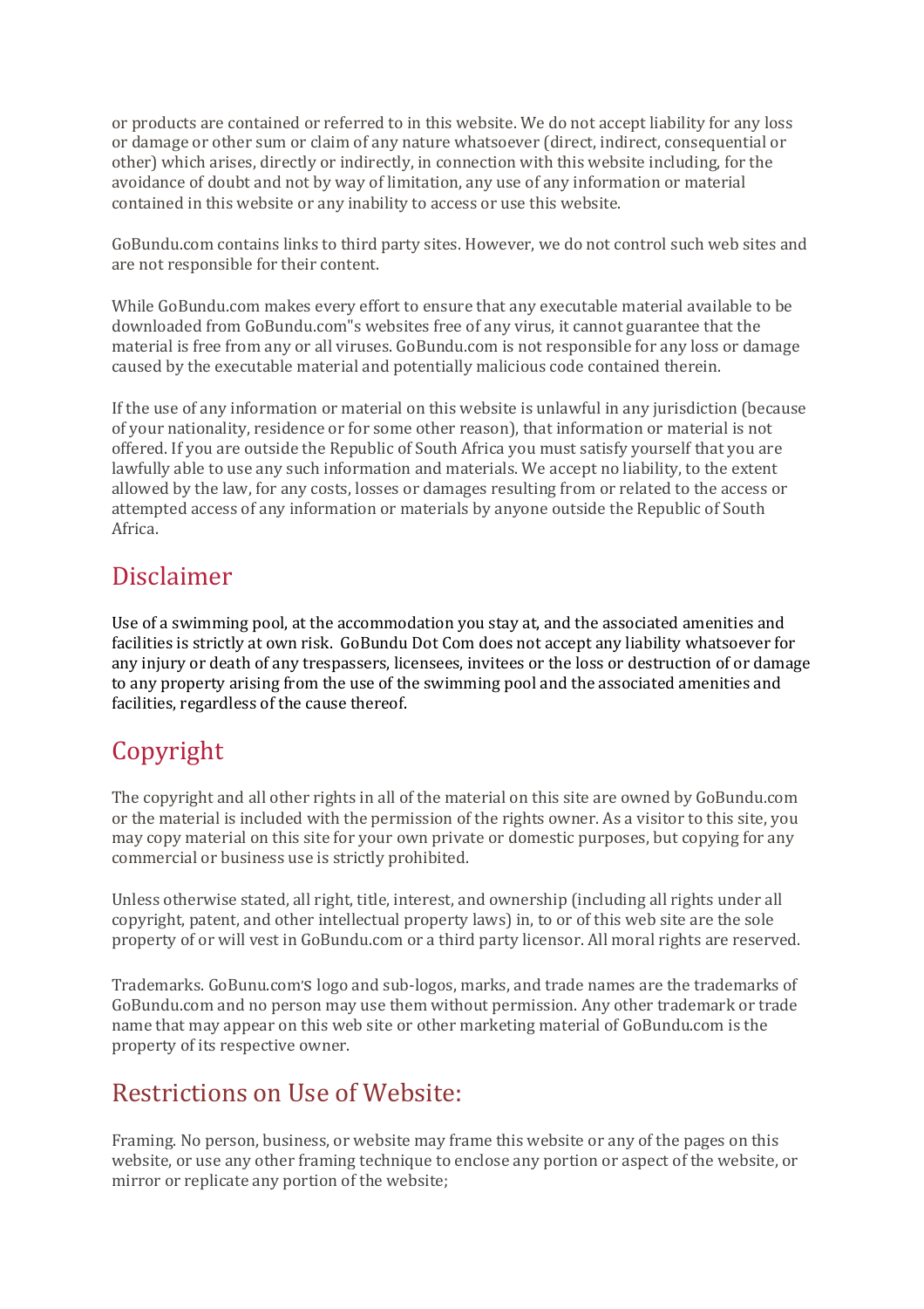or products are contained or referred to in this website. We do not accept liability for any loss or damage or other sum or claim of any nature whatsoever (direct, indirect, consequential or other) which arises, directly or indirectly, in connection with this website including, for the avoidance of doubt and not by way of limitation, any use of any information or material contained in this website or any inability to access or use this website.

GoBundu.com contains links to third party sites. However, we do not control such web sites and are not responsible for their content.

While GoBundu.com makes every effort to ensure that any executable material available to be downloaded from GoBundu.com"s websites free of any virus, it cannot guarantee that the material is free from any or all viruses. GoBundu.com is not responsible for any loss or damage caused by the executable material and potentially malicious code contained therein.

If the use of any information or material on this website is unlawful in any jurisdiction (because of your nationality, residence or for some other reason), that information or material is not offered. If you are outside the Republic of South Africa you must satisfy yourself that you are lawfully able to use any such information and materials. We accept no liability, to the extent allowed by the law, for any costs, losses or damages resulting from or related to the access or attempted access of any information or materials by anyone outside the Republic of South Africa.

## Disclaimer

Use of a swimming pool, at the accommodation you stay at, and the associated amenities and facilities is strictly at own risk. GoBundu Dot Com does not accept any liability whatsoever for any injury or death of any trespassers, licensees, invitees or the loss or destruction of or damage to any property arising from the use of the swimming pool and the associated amenities and facilities, regardless of the cause thereof.

## Copyright

The copyright and all other rights in all of the material on this site are owned by GoBundu.com or the material is included with the permission of the rights owner. As a visitor to this site, you may copy material on this site for your own private or domestic purposes, but copying for any commercial or business use is strictly prohibited.

Unless otherwise stated, all right, title, interest, and ownership (including all rights under all copyright, patent, and other intellectual property laws) in, to or of this web site are the sole property of or will vest in GoBundu.com or a third party licensor. All moral rights are reserved.

Trademarks. GoBunu.com'S logo and sub-logos, marks, and trade names are the trademarks of GoBundu.com and no person may use them without permission. Any other trademark or trade name that may appear on this web site or other marketing material of GoBundu.com is the property of its respective owner.

## Restrictions on Use of Website:

Framing. No person, business, or website may frame this website or any of the pages on this website, or use any other framing technique to enclose any portion or aspect of the website, or mirror or replicate any portion of the website;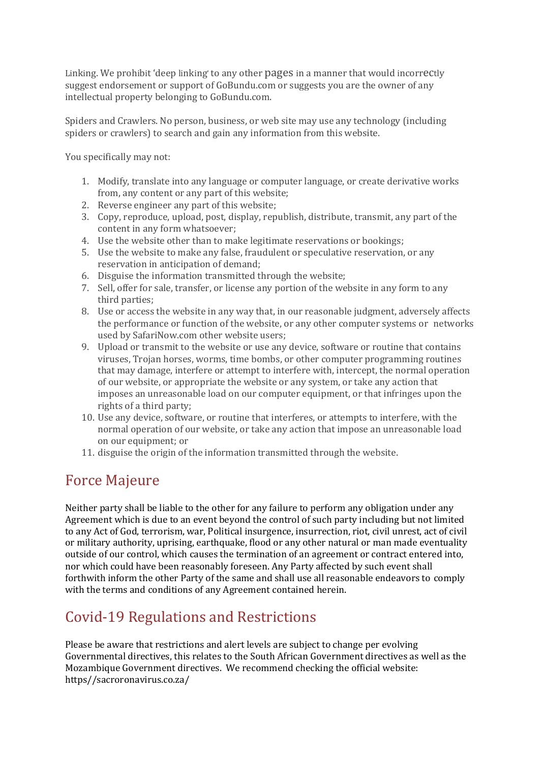Linking. We prohibit 'deep linking' to any other pages in a manner that would incorrectly suggest endorsement or support of GoBundu.com or suggests you are the owner of any intellectual property belonging to GoBundu.com.

Spiders and Crawlers. No person, business, or web site may use any technology (including spiders or crawlers) to search and gain any information from this website.

You specifically may not:

1. Modify, translate into any language or computer language, or create derivative works from, any content or any part of this website;
2. Reverse engineer any part of this website;
3. Copy, reproduce, upload, post, display, republish, distribute, transmit, any part of the content in any form whatsoever;
4. Use the website other than to make legitimate reservations or bookings;
5. Use the website to make any false, fraudulent or speculative reservation, or any reservation in anticipation of demand;
6. Disguise the information transmitted through the website;
7. Sell, offer for sale, transfer, or license any portion of the website in any form to any third parties;
8. Use or access the website in any way that, in our reasonable judgment, adversely affects the performance or function of the website, or any other computer systems or networks used by SafariNow.com other website users;
9. Upload or transmit to the website or use any device, software or routine that contains viruses, Trojan horses, worms, time bombs, or other computer programming routines that may damage, interfere or attempt to interfere with, intercept, the normal operation of our website, or appropriate the website or any system, or take any action that imposes an unreasonable load on our computer equipment, or that infringes upon the rights of a third party;
10. Use any device, software, or routine that interferes, or attempts to interfere, with the normal operation of our website, or take any action that impose an unreasonable load on our equipment; or
11. disguise the origin of the information transmitted through the website.

## Force Majeure

Neither party shall be liable to the other for any failure to perform any obligation under any Agreement which is due to an event beyond the control of such party including but not limited to any Act of God, terrorism, war, Political insurgence, insurrection, riot, civil unrest, act of civil or military authority, uprising, earthquake, flood or any other natural or man made eventuality outside of our control, which causes the termination of an agreement or contract entered into, nor which could have been reasonably foreseen. Any Party affected by such event shall forthwith inform the other Party of the same and shall use all reasonable endeavors to comply with the terms and conditions of any Agreement contained herein.

## Covid-19 Regulations and Restrictions

Please be aware that restrictions and alert levels are subject to change per evolving Governmental directives, this relates to the South African Government directives as well as the Mozambique Government directives. We recommend checking the official website: https//sacroronavirus.co.za/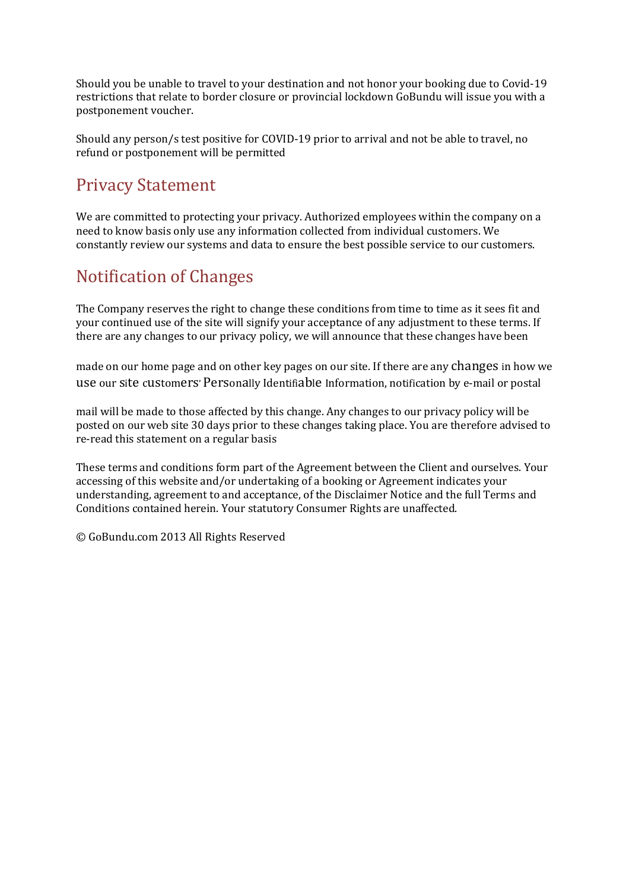Should you be unable to travel to your destination and not honor your booking due to Covid-19 restrictions that relate to border closure or provincial lockdown GoBundu will issue you with a postponement voucher.

Should any person/s test positive for COVID-19 prior to arrival and not be able to travel, no refund or postponement will be permitted

## Privacy Statement

We are committed to protecting your privacy. Authorized employees within the company on a need to know basis only use any information collected from individual customers. We constantly review our systems and data to ensure the best possible service to our customers.

## Notification of Changes

The Company reserves the right to change these conditions from time to time as it sees fit and your continued use of the site will signify your acceptance of any adjustment to these terms. If there are any changes to our privacy policy, we will announce that these changes have been made on our home page and on other key pages on our site. If there are any changes in how we use our site customers' Personally Identifiable Information, notification by e-mail or postal mail will be made to those affected by this change. Any changes to our privacy policy will be posted on our web site 30 days prior to these changes taking place. You are therefore advised to re-read this statement on a regular basis

These terms and conditions form part of the Agreement between the Client and ourselves. Your accessing of this website and/or undertaking of a booking or Agreement indicates your understanding, agreement to and acceptance, of the Disclaimer Notice and the full Terms and Conditions contained herein. Your statutory Consumer Rights are unaffected.

© GoBundu.com 2013 All Rights Reserved